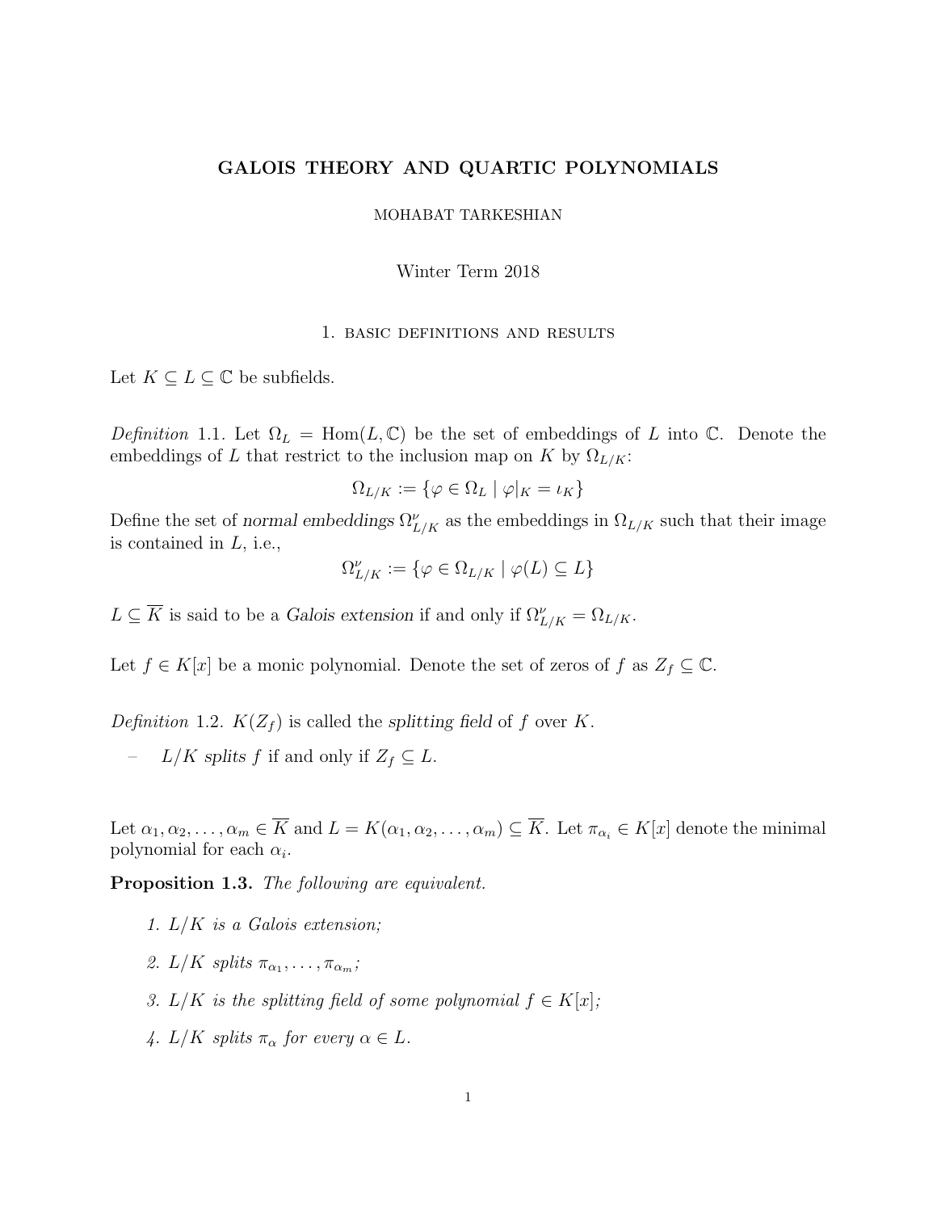# GALOIS THEORY AND QUARTIC POLYNOMIALS

MOHABAT TARKESHIAN

Winter Term 2018

## 1. BASIC DEFINITIONS AND RESULTS

Let $K \subseteq L \subseteq \mathbb{C}$ be subfields.

*Definition* 1.1. Let $\Omega_L = \text{Hom}(L, \mathbb{C})$ be the set of embeddings of $L$ into $\mathbb{C}$. Denote the embeddings of $L$ that restrict to the inclusion map on $K$ by $\Omega_{L/K}$:

$$\Omega_{L/K} := \{\varphi \in \Omega_L \mid \varphi|_K = \iota_K\}$$

Define the set of *normal embeddings* $\Omega^{\nu}_{L/K}$ as the embeddings in $\Omega_{L/K}$ such that their image is contained in $L$, i.e.,

$$\Omega^{\nu}_{L/K} := \{\varphi \in \Omega_{L/K} \mid \varphi(L) \subseteq L\}$$

$L \subseteq \overline{K}$ is said to be a *Galois extension* if and only if $\Omega^{\nu}_{L/K} = \Omega_{L/K}$.

Let $f \in K[x]$ be a monic polynomial. Denote the set of zeros of $f$ as $Z_f \subseteq \mathbb{C}$.

*Definition* 1.2. $K(Z_f)$ is called the *splitting field* of $f$ over $K$.

- $L/K$ *splits* $f$ if and only if $Z_f \subseteq L$.

Let $\alpha_1, \alpha_2, \ldots, \alpha_m \in \overline{K}$ and $L = K(\alpha_1, \alpha_2, \ldots, \alpha_m) \subseteq \overline{K}$. Let $\pi_{\alpha_i} \in K[x]$ denote the minimal polynomial for each $\alpha_i$.

**Proposition 1.3.** *The following are equivalent.*

1. *$L/K$ is a Galois extension;*
2. *$L/K$ splits $\pi_{\alpha_1}, \ldots, \pi_{\alpha_m}$;*
3. *$L/K$ is the splitting field of some polynomial $f \in K[x]$;*
4. *$L/K$ splits $\pi_\alpha$ for every $\alpha \in L$.*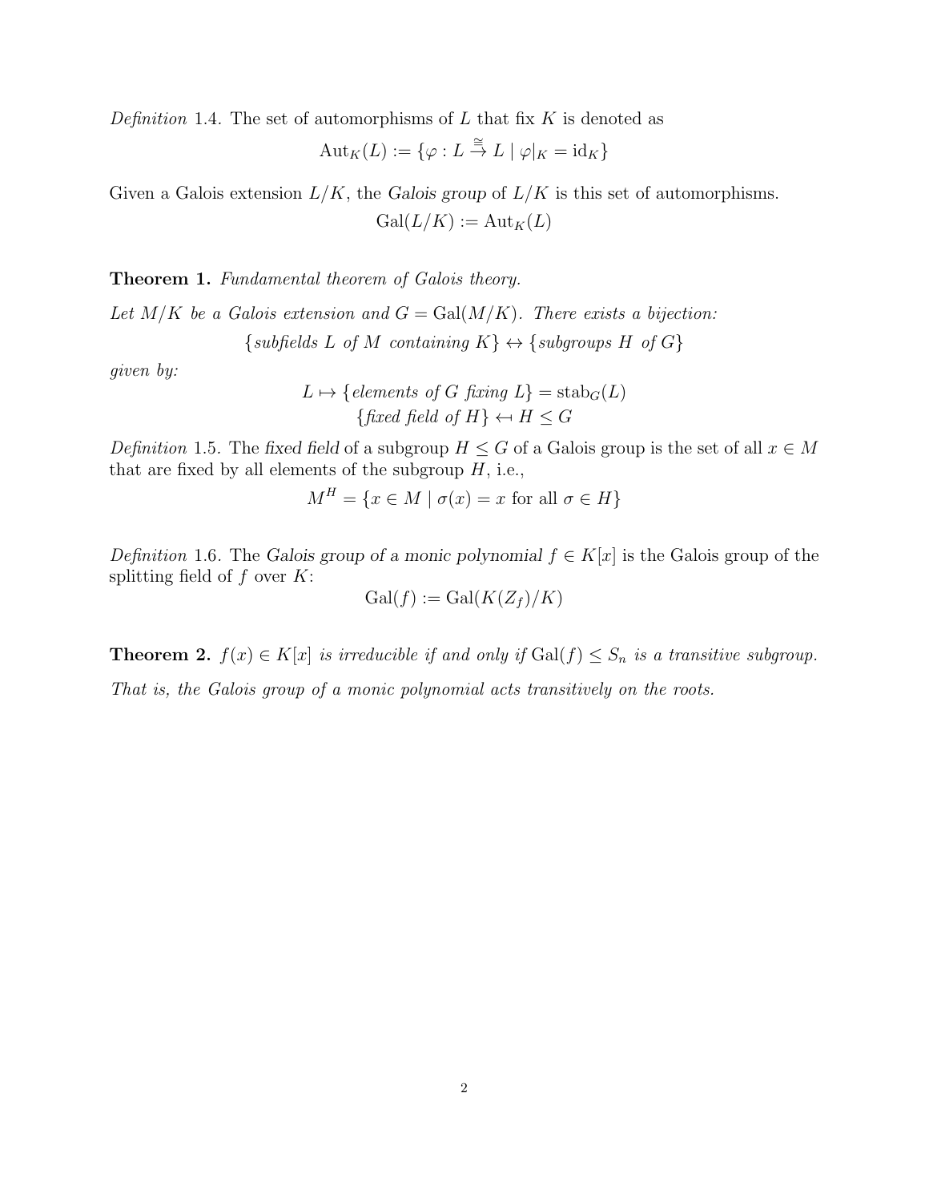*Definition* 1.4. The set of automorphisms of $L$ that fix $K$ is denoted as

$$\mathrm{Aut}_K(L) := \{\varphi : L \xrightarrow{\cong} L \mid \varphi|_K = \mathrm{id}_K\}$$

Given a Galois extension $L/K$, the *Galois group* of $L/K$ is this set of automorphisms.

$$\mathrm{Gal}(L/K) := \mathrm{Aut}_K(L)$$

**Theorem 1.** *Fundamental theorem of Galois theory.*

*Let $M/K$ be a Galois extension and $G = \mathrm{Gal}(M/K)$. There exists a bijection:*

$$\{\textit{subfields } L \textit{ of } M \textit{ containing } K\} \leftrightarrow \{\textit{subgroups } H \textit{ of } G\}$$

*given by:*

$$L \mapsto \{\textit{elements of } G \textit{ fixing } L\} = \mathrm{stab}_G(L)$$
$$\{\textit{fixed field of } H\} \leftarrow H \leq G$$

*Definition* 1.5. The *fixed field* of a subgroup $H \leq G$ of a Galois group is the set of all $x \in M$ that are fixed by all elements of the subgroup $H$, i.e.,

$$M^H = \{x \in M \mid \sigma(x) = x \text{ for all } \sigma \in H\}$$

*Definition* 1.6. The *Galois group of a monic polynomial* $f \in K[x]$ is the Galois group of the splitting field of $f$ over $K$:

$$\mathrm{Gal}(f) := \mathrm{Gal}(K(Z_f)/K)$$

**Theorem 2.** *$f(x) \in K[x]$ is irreducible if and only if $\mathrm{Gal}(f) \leq S_n$ is a transitive subgroup.*

*That is, the Galois group of a monic polynomial acts transitively on the roots.*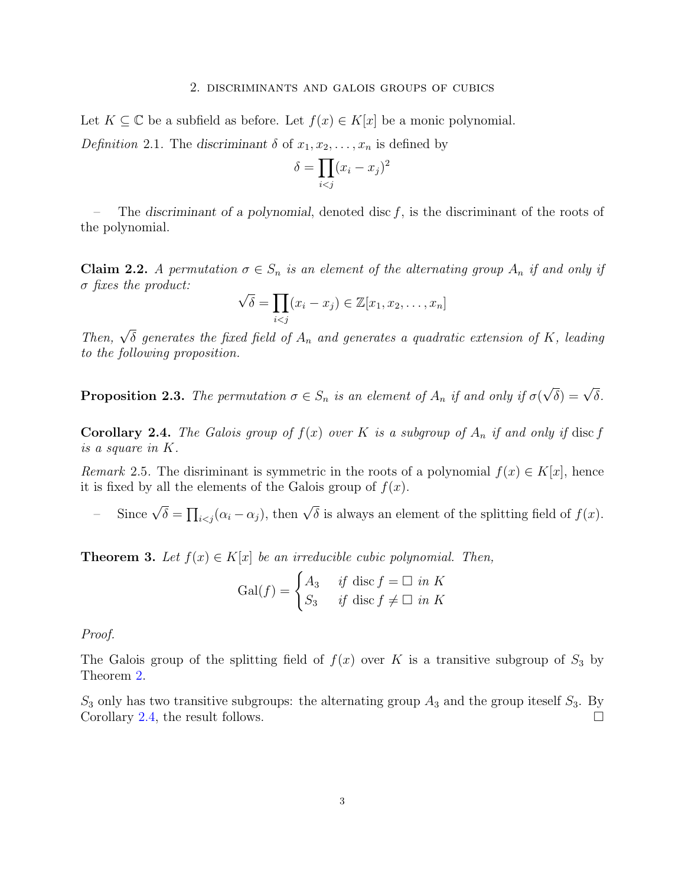## 2. Discriminants and Galois Groups of Cubics

Let $K \subseteq \mathbb{C}$ be a subfield as before. Let $f(x) \in K[x]$ be a monic polynomial.

*Definition* 2.1. The *discriminant* $\delta$ of $x_1, x_2, \ldots, x_n$ is defined by

$$\delta = \prod_{i<j} (x_i - x_j)^2$$

– The *discriminant of a polynomial*, denoted $\operatorname{disc} f$, is the discriminant of the roots of the polynomial.

**Claim 2.2.** *A permutation $\sigma \in S_n$ is an element of the alternating group $A_n$ if and only if $\sigma$ fixes the product:*

$$\sqrt{\delta} = \prod_{i<j} (x_i - x_j) \in \mathbb{Z}[x_1, x_2, \ldots, x_n]$$

*Then, $\sqrt{\delta}$ generates the fixed field of $A_n$ and generates a quadratic extension of $K$, leading to the following proposition.*

**Proposition 2.3.** *The permutation $\sigma \in S_n$ is an element of $A_n$ if and only if $\sigma(\sqrt{\delta}) = \sqrt{\delta}$.*

**Corollary 2.4.** *The Galois group of $f(x)$ over $K$ is a subgroup of $A_n$ if and only if $\operatorname{disc} f$ is a square in $K$.*

*Remark* 2.5. The disriminant is symmetric in the roots of a polynomial $f(x) \in K[x]$, hence it is fixed by all the elements of the Galois group of $f(x)$.

– Since $\sqrt{\delta} = \prod_{i<j}(\alpha_i - \alpha_j)$, then $\sqrt{\delta}$ is always an element of the splitting field of $f(x)$.

**Theorem 3.** *Let $f(x) \in K[x]$ be an irreducible cubic polynomial. Then,*

$$\operatorname{Gal}(f) = \begin{cases} A_3 & \text{if } \operatorname{disc} f = \square \text{ in } K \\ S_3 & \text{if } \operatorname{disc} f \neq \square \text{ in } K \end{cases}$$

*Proof.*

The Galois group of the splitting field of $f(x)$ over $K$ is a transitive subgroup of $S_3$ by Theorem 2.

$S_3$ only has two transitive subgroups: the alternating group $A_3$ and the group iteself $S_3$. By Corollary 2.4, the result follows. ∎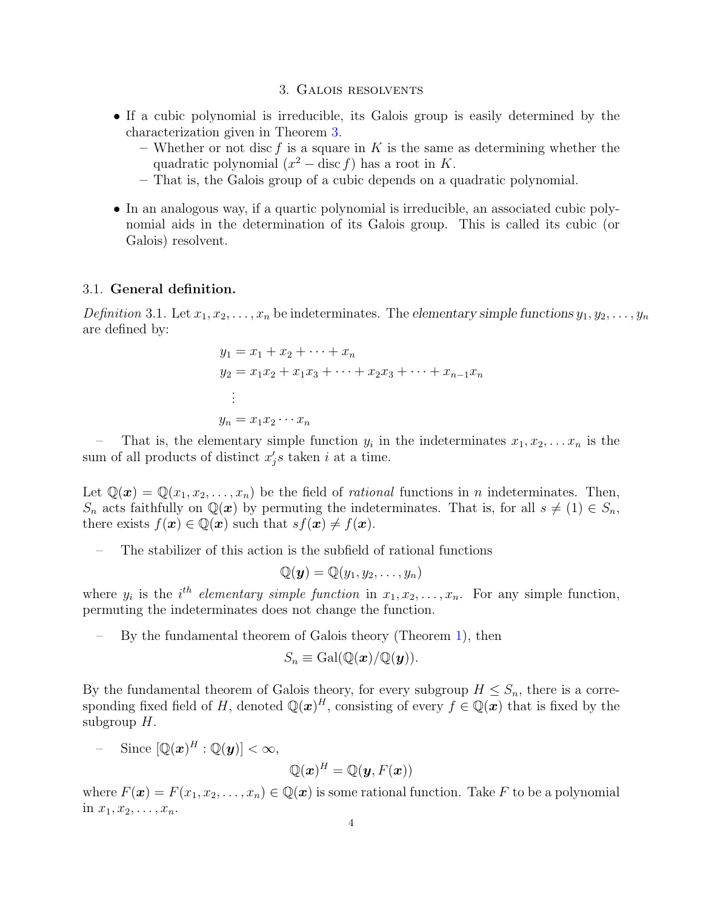## 3. Galois resolvents

- If a cubic polynomial is irreducible, its Galois group is easily determined by the characterization given in Theorem 3.
  - Whether or not $\operatorname{disc} f$ is a square in $K$ is the same as determining whether the quadratic polynomial $(x^2 - \operatorname{disc} f)$ has a root in $K$.
  - That is, the Galois group of a cubic depends on a quadratic polynomial.

- In an analogous way, if a quartic polynomial is irreducible, an associated cubic polynomial aids in the determination of its Galois group. This is called its cubic (or Galois) resolvent.

### 3.1. General definition.

*Definition* 3.1. Let $x_1, x_2, \ldots, x_n$ be indeterminates. The *elementary simple functions* $y_1, y_2, \ldots, y_n$ are defined by:

$$
\begin{aligned}
y_1 &= x_1 + x_2 + \cdots + x_n \\
y_2 &= x_1x_2 + x_1x_3 + \cdots + x_2x_3 + \cdots + x_{n-1}x_n \\
&\vdots \\
y_n &= x_1x_2 \cdots x_n
\end{aligned}
$$

– That is, the elementary simple function $y_i$ in the indeterminates $x_1, x_2, \ldots x_n$ is the sum of all products of distinct $x_j's$ taken $i$ at a time.

Let $\mathbb{Q}(\boldsymbol{x}) = \mathbb{Q}(x_1, x_2, \ldots, x_n)$ be the field of *rational* functions in $n$ indeterminates. Then, $S_n$ acts faithfully on $\mathbb{Q}(\boldsymbol{x})$ by permuting the indeterminates. That is, for all $s \neq (1) \in S_n$, there exists $f(\boldsymbol{x}) \in \mathbb{Q}(\boldsymbol{x})$ such that $sf(\boldsymbol{x}) \neq f(\boldsymbol{x})$.

– The stabilizer of this action is the subfield of rational functions

$$\mathbb{Q}(\boldsymbol{y}) = \mathbb{Q}(y_1, y_2, \ldots, y_n)$$

where $y_i$ is the $i^{th}$ *elementary simple function* in $x_1, x_2, \ldots, x_n$. For any simple function, permuting the indeterminates does not change the function.

– By the fundamental theorem of Galois theory (Theorem 1), then

$$S_n \equiv \operatorname{Gal}(\mathbb{Q}(\boldsymbol{x})/\mathbb{Q}(\boldsymbol{y})).$$

By the fundamental theorem of Galois theory, for every subgroup $H \leq S_n$, there is a corresponding fixed field of $H$, denoted $\mathbb{Q}(\boldsymbol{x})^H$, consisting of every $f \in \mathbb{Q}(\boldsymbol{x})$ that is fixed by the subgroup $H$.

– Since $[\mathbb{Q}(\boldsymbol{x})^H : \mathbb{Q}(\boldsymbol{y})] < \infty$,

$$\mathbb{Q}(\boldsymbol{x})^H = \mathbb{Q}(\boldsymbol{y}, F(\boldsymbol{x}))$$

where $F(\boldsymbol{x}) = F(x_1, x_2, \ldots, x_n) \in \mathbb{Q}(\boldsymbol{x})$ is some rational function. Take $F$ to be a polynomial in $x_1, x_2, \ldots, x_n$.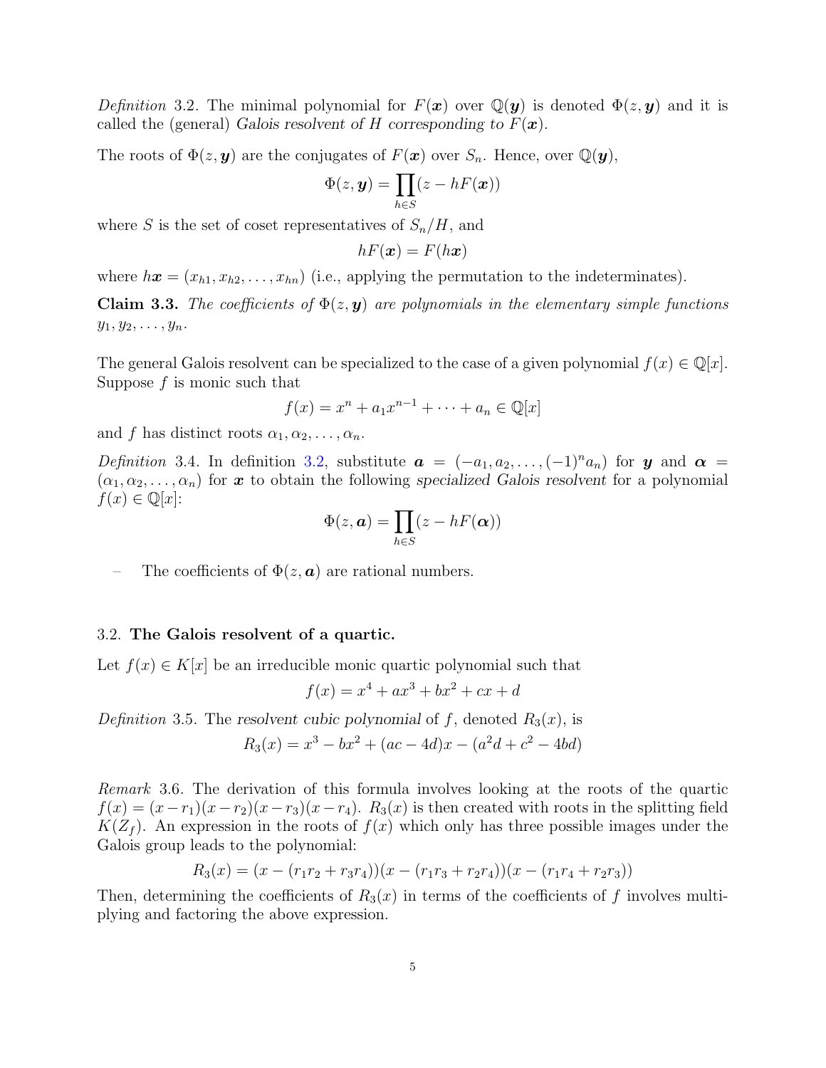*Definition* 3.2. The minimal polynomial for $F(\boldsymbol{x})$ over $\mathbb{Q}(\boldsymbol{y})$ is denoted $\Phi(z, \boldsymbol{y})$ and it is called the (general) *Galois resolvent of H corresponding to* $F(\boldsymbol{x})$.

The roots of $\Phi(z, \boldsymbol{y})$ are the conjugates of $F(\boldsymbol{x})$ over $S_n$. Hence, over $\mathbb{Q}(\boldsymbol{y})$,

$$\Phi(z, \boldsymbol{y}) = \prod_{h \in S} (z - hF(\boldsymbol{x}))$$

where $S$ is the set of coset representatives of $S_n/H$, and

$$hF(\boldsymbol{x}) = F(h\boldsymbol{x})$$

where $h\boldsymbol{x} = (x_{h1}, x_{h2}, \ldots, x_{hn})$ (i.e., applying the permutation to the indeterminates).

**Claim 3.3.** *The coefficients of $\Phi(z, \boldsymbol{y})$ are polynomials in the elementary simple functions $y_1, y_2, \ldots, y_n$.*

The general Galois resolvent can be specialized to the case of a given polynomial $f(x) \in \mathbb{Q}[x]$. Suppose $f$ is monic such that

$$f(x) = x^n + a_1 x^{n-1} + \cdots + a_n \in \mathbb{Q}[x]$$

and $f$ has distinct roots $\alpha_1, \alpha_2, \ldots, \alpha_n$.

*Definition* 3.4. In definition 3.2, substitute $\boldsymbol{a} = (-a_1, a_2, \ldots, (-1)^n a_n)$ for $\boldsymbol{y}$ and $\boldsymbol{\alpha} = (\alpha_1, \alpha_2, \ldots, \alpha_n)$ for $\boldsymbol{x}$ to obtain the following *specialized Galois resolvent* for a polynomial $f(x) \in \mathbb{Q}[x]$:

$$\Phi(z, \boldsymbol{a}) = \prod_{h \in S} (z - hF(\boldsymbol{\alpha}))$$

– The coefficients of $\Phi(z, \boldsymbol{a})$ are rational numbers.

### 3.2. The Galois resolvent of a quartic.

Let $f(x) \in K[x]$ be an irreducible monic quartic polynomial such that

$$f(x) = x^4 + ax^3 + bx^2 + cx + d$$

*Definition* 3.5. The *resolvent cubic polynomial* of $f$, denoted $R_3(x)$, is

$$R_3(x) = x^3 - bx^2 + (ac - 4d)x - (a^2 d + c^2 - 4bd)$$

*Remark* 3.6. The derivation of this formula involves looking at the roots of the quartic $f(x) = (x - r_1)(x - r_2)(x - r_3)(x - r_4)$. $R_3(x)$ is then created with roots in the splitting field $K(Z_f)$. An expression in the roots of $f(x)$ which only has three possible images under the Galois group leads to the polynomial:

$$R_3(x) = (x - (r_1 r_2 + r_3 r_4))(x - (r_1 r_3 + r_2 r_4))(x - (r_1 r_4 + r_2 r_3))$$

Then, determining the coefficients of $R_3(x)$ in terms of the coefficients of $f$ involves multiplying and factoring the above expression.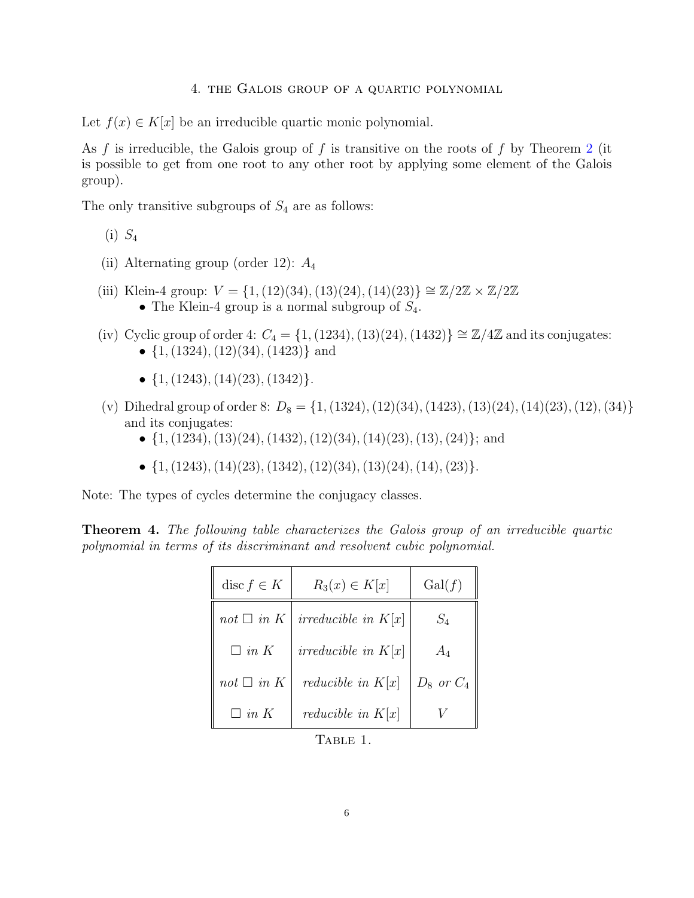## 4. The Galois group of a quartic polynomial

Let $f(x) \in K[x]$ be an irreducible quartic monic polynomial.

As $f$ is irreducible, the Galois group of $f$ is transitive on the roots of $f$ by Theorem 2 (it is possible to get from one root to any other root by applying some element of the Galois group).

The only transitive subgroups of $S_4$ are as follows:

(i) $S_4$

(ii) Alternating group (order 12): $A_4$

(iii) Klein-4 group: $V = \{1, (12)(34), (13)(24), (14)(23)\} \cong \mathbb{Z}/2\mathbb{Z} \times \mathbb{Z}/2\mathbb{Z}$
- The Klein-4 group is a normal subgroup of $S_4$.

(iv) Cyclic group of order 4: $C_4 = \{1, (1234), (13)(24), (1432)\} \cong \mathbb{Z}/4\mathbb{Z}$ and its conjugates:
- $\{1, (1324), (12)(34), (1423)\}$ and
- $\{1, (1243), (14)(23), (1342)\}$.

(v) Dihedral group of order 8: $D_8 = \{1, (1324), (12)(34), (1423), (13)(24), (14)(23), (12), (34)\}$ and its conjugates:
- $\{1, (1234), (13)(24), (1432), (12)(34), (14)(23), (13), (24)\}$; and
- $\{1, (1243), (14)(23), (1342), (12)(34), (13)(24), (14), (23)\}$.

Note: The types of cycles determine the conjugacy classes.

**Theorem 4.** *The following table characterizes the Galois group of an irreducible quartic polynomial in terms of its discriminant and resolvent cubic polynomial.*

| $\operatorname{disc} f \in K$ | $R_3(x) \in K[x]$ | $\operatorname{Gal}(f)$ |
|---|---|---|
| *not* $\square$ *in* $K$ | *irreducible in* $K[x]$ | $S_4$ |
| $\square$ *in* $K$ | *irreducible in* $K[x]$ | $A_4$ |
| *not* $\square$ *in* $K$ | *reducible in* $K[x]$ | $D_8$ *or* $C_4$ |
| $\square$ *in* $K$ | *reducible in* $K[x]$ | $V$ |

Table 1.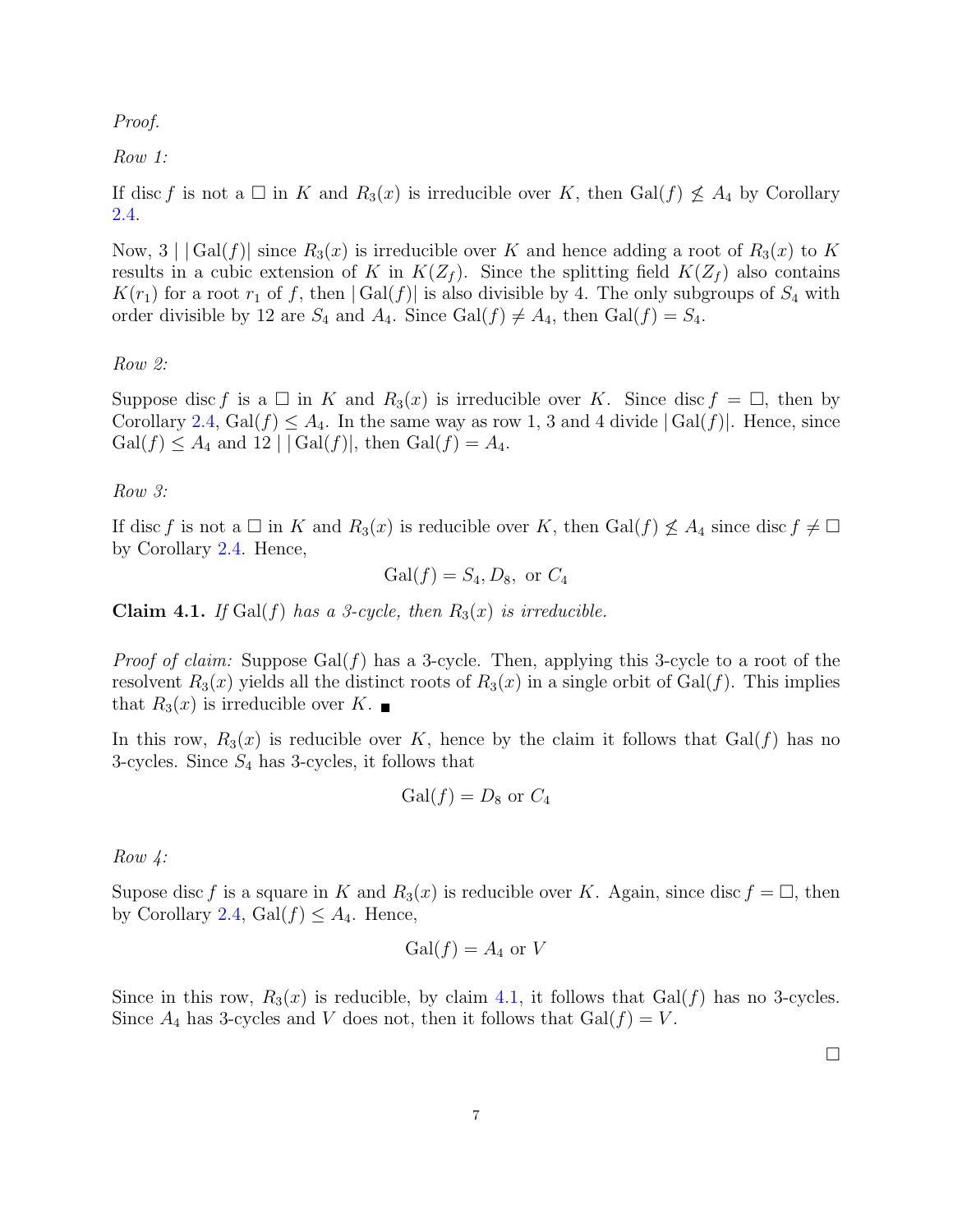*Proof.*

*Row 1:*

If $\operatorname{disc} f$ is not a $\square$ in $K$ and $R_3(x)$ is irreducible over $K$, then $\operatorname{Gal}(f) \not\leq A_4$ by Corollary 2.4.

Now, $3 \mid |\operatorname{Gal}(f)|$ since $R_3(x)$ is irreducible over $K$ and hence adding a root of $R_3(x)$ to $K$ results in a cubic extension of $K$ in $K(Z_f)$. Since the splitting field $K(Z_f)$ also contains $K(r_1)$ for a root $r_1$ of $f$, then $|\operatorname{Gal}(f)|$ is also divisible by 4. The only subgroups of $S_4$ with order divisible by 12 are $S_4$ and $A_4$. Since $\operatorname{Gal}(f) \neq A_4$, then $\operatorname{Gal}(f) = S_4$.

*Row 2:*

Suppose $\operatorname{disc} f$ is a $\square$ in $K$ and $R_3(x)$ is irreducible over $K$. Since $\operatorname{disc} f = \square$, then by Corollary 2.4, $\operatorname{Gal}(f) \leq A_4$. In the same way as row 1, 3 and 4 divide $|\operatorname{Gal}(f)|$. Hence, since $\operatorname{Gal}(f) \leq A_4$ and $12 \mid |\operatorname{Gal}(f)|$, then $\operatorname{Gal}(f) = A_4$.

*Row 3:*

If $\operatorname{disc} f$ is not a $\square$ in $K$ and $R_3(x)$ is reducible over $K$, then $\operatorname{Gal}(f) \not\leq A_4$ since $\operatorname{disc} f \neq \square$ by Corollary 2.4. Hence,

$$\operatorname{Gal}(f) = S_4, D_8, \text{ or } C_4$$

**Claim 4.1.** *If* $\operatorname{Gal}(f)$ *has a 3-cycle, then* $R_3(x)$ *is irreducible.*

*Proof of claim:* Suppose $\operatorname{Gal}(f)$ has a 3-cycle. Then, applying this 3-cycle to a root of the resolvent $R_3(x)$ yields all the distinct roots of $R_3(x)$ in a single orbit of $\operatorname{Gal}(f)$. This implies that $R_3(x)$ is irreducible over $K$. ■

In this row, $R_3(x)$ is reducible over $K$, hence by the claim it follows that $\operatorname{Gal}(f)$ has no 3-cycles. Since $S_4$ has 3-cycles, it follows that

$$\operatorname{Gal}(f) = D_8 \text{ or } C_4$$

*Row 4:*

Supose $\operatorname{disc} f$ is a square in $K$ and $R_3(x)$ is reducible over $K$. Again, since $\operatorname{disc} f = \square$, then by Corollary 2.4, $\operatorname{Gal}(f) \leq A_4$. Hence,

$$\operatorname{Gal}(f) = A_4 \text{ or } V$$

Since in this row, $R_3(x)$ is reducible, by claim 4.1, it follows that $\operatorname{Gal}(f)$ has no 3-cycles. Since $A_4$ has 3-cycles and $V$ does not, then it follows that $\operatorname{Gal}(f) = V$.

□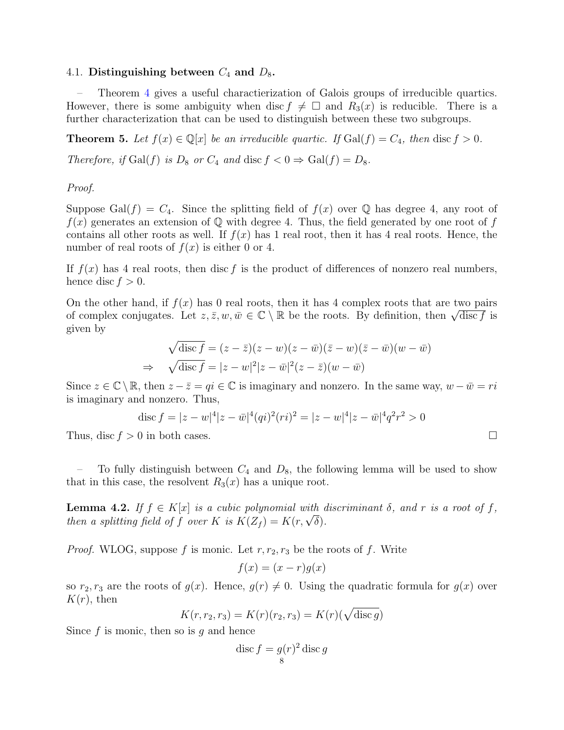### 4.1. **Distinguishing between $C_4$ and $D_8$.**

– Theorem 4 gives a useful charactierization of Galois groups of irreducible quartics. However, there is some ambiguity when $\operatorname{disc} f \neq \square$ and $R_3(x)$ is reducible. There is a further characterization that can be used to distinguish between these two subgroups.

**Theorem 5.** *Let $f(x) \in \mathbb{Q}[x]$ be an irreducible quartic. If $\operatorname{Gal}(f) = C_4$, then $\operatorname{disc} f > 0$.*

*Therefore, if $\operatorname{Gal}(f)$ is $D_8$ or $C_4$ and $\operatorname{disc} f < 0 \Rightarrow \operatorname{Gal}(f) = D_8$.*

*Proof.*

Suppose $\operatorname{Gal}(f) = C_4$. Since the splitting field of $f(x)$ over $\mathbb{Q}$ has degree 4, any root of $f(x)$ generates an extension of $\mathbb{Q}$ with degree 4. Thus, the field generated by one root of $f$ contains all other roots as well. If $f(x)$ has 1 real root, then it has 4 real roots. Hence, the number of real roots of $f(x)$ is either 0 or 4.

If $f(x)$ has 4 real roots, then $\operatorname{disc} f$ is the product of differences of nonzero real numbers, hence $\operatorname{disc} f > 0$.

On the other hand, if $f(x)$ has 0 real roots, then it has 4 complex roots that are two pairs of complex conjugates. Let $z, \bar{z}, w, \bar{w} \in \mathbb{C} \setminus \mathbb{R}$ be the roots. By definition, then $\sqrt{\operatorname{disc} f}$ is given by

$$\sqrt{\operatorname{disc} f} = (z - \bar{z})(z - w)(z - \bar{w})(\bar{z} - w)(\bar{z} - \bar{w})(w - \bar{w})$$

$$\Rightarrow \quad \sqrt{\operatorname{disc} f} = |z - w|^2 |z - \bar{w}|^2 (z - \bar{z})(w - \bar{w})$$

Since $z \in \mathbb{C} \setminus \mathbb{R}$, then $z - \bar{z} = qi \in \mathbb{C}$ is imaginary and nonzero. In the same way, $w - \bar{w} = ri$ is imaginary and nonzero. Thus,

$$\operatorname{disc} f = |z - w|^4 |z - \bar{w}|^4 (qi)^2 (ri)^2 = |z - w|^4 |z - \bar{w}|^4 q^2 r^2 > 0$$

Thus, $\operatorname{disc} f > 0$ in both cases. □

– To fully distinguish between $C_4$ and $D_8$, the following lemma will be used to show that in this case, the resolvent $R_3(x)$ has a unique root.

**Lemma 4.2.** *If $f \in K[x]$ is a cubic polynomial with discriminant $\delta$, and $r$ is a root of $f$, then a splitting field of $f$ over $K$ is $K(Z_f) = K(r, \sqrt{\delta})$.*

*Proof.* WLOG, suppose $f$ is monic. Let $r, r_2, r_3$ be the roots of $f$. Write

$$f(x) = (x - r)g(x)$$

so $r_2, r_3$ are the roots of $g(x)$. Hence, $g(r) \neq 0$. Using the quadratic formula for $g(x)$ over $K(r)$, then

$$K(r, r_2, r_3) = K(r)(r_2, r_3) = K(r)(\sqrt{\operatorname{disc} g})$$

Since $f$ is monic, then so is $g$ and hence

$$\operatorname{disc} f = g(r)^2 \operatorname{disc} g$$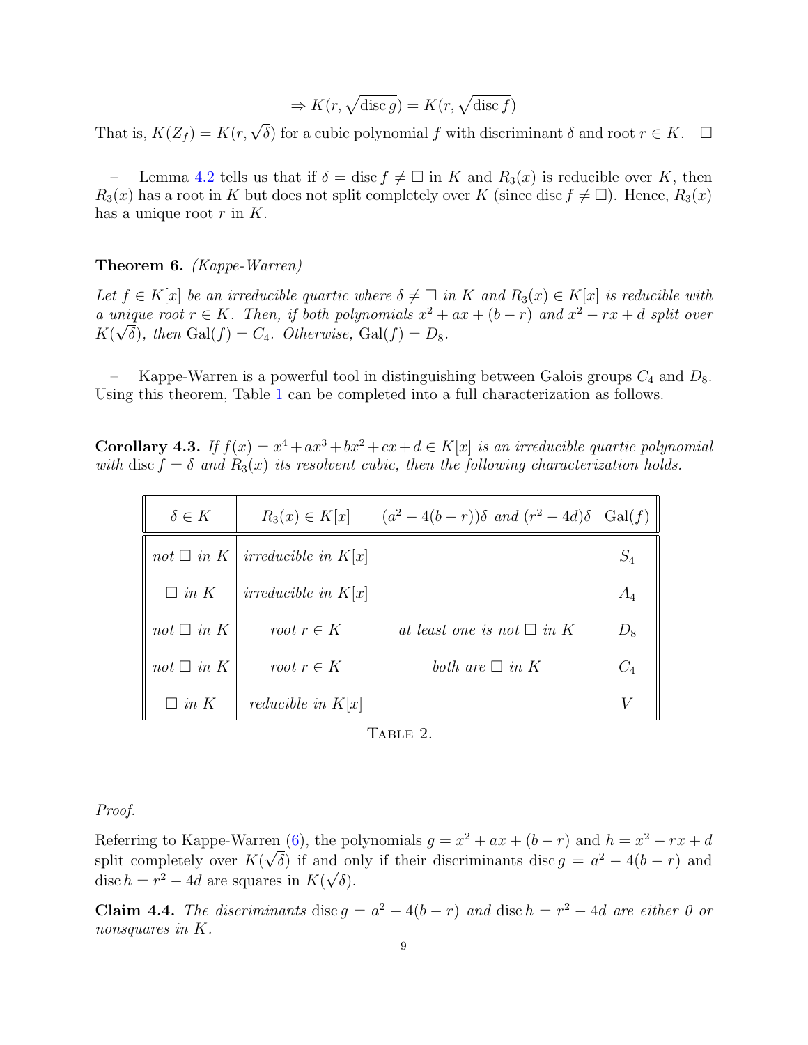$$\Rightarrow K(r, \sqrt{\operatorname{disc} g}) = K(r, \sqrt{\operatorname{disc} f})$$

That is, $K(Z_f) = K(r, \sqrt{\delta})$ for a cubic polynomial $f$ with discriminant $\delta$ and root $r \in K$. $\square$

– Lemma 4.2 tells us that if $\delta = \operatorname{disc} f \neq \square$ in $K$ and $R_3(x)$ is reducible over $K$, then $R_3(x)$ has a root in $K$ but does not split completely over $K$ (since $\operatorname{disc} f \neq \square$). Hence, $R_3(x)$ has a unique root $r$ in $K$.

**Theorem 6.** *(Kappe-Warren)*

*Let $f \in K[x]$ be an irreducible quartic where $\delta \neq \square$ in $K$ and $R_3(x) \in K[x]$ is reducible with a unique root $r \in K$. Then, if both polynomials $x^2 + ax + (b - r)$ and $x^2 - rx + d$ split over $K(\sqrt{\delta})$, then $\operatorname{Gal}(f) = C_4$. Otherwise, $\operatorname{Gal}(f) = D_8$.*

– Kappe-Warren is a powerful tool in distinguishing between Galois groups $C_4$ and $D_8$. Using this theorem, Table 1 can be completed into a full characterization as follows.

**Corollary 4.3.** *If $f(x) = x^4 + ax^3 + bx^2 + cx + d \in K[x]$ is an irreducible quartic polynomial with $\operatorname{disc} f = \delta$ and $R_3(x)$ its resolvent cubic, then the following characterization holds.*

| $\delta \in K$ | $R_3(x) \in K[x]$ | $(a^2 - 4(b-r))\delta$ *and* $(r^2 - 4d)\delta$ | $\operatorname{Gal}(f)$ |
|---|---|---|---|
| *not* $\square$ *in* $K$ | *irreducible in* $K[x]$ | | $S_4$ |
| $\square$ *in* $K$ | *irreducible in* $K[x]$ | | $A_4$ |
| *not* $\square$ *in* $K$ | *root* $r \in K$ | *at least one is not* $\square$ *in* $K$ | $D_8$ |
| *not* $\square$ *in* $K$ | *root* $r \in K$ | *both are* $\square$ *in* $K$ | $C_4$ |
| $\square$ *in* $K$ | *reducible in* $K[x]$ | | $V$ |

Table 2.

*Proof.*

Referring to Kappe-Warren (6), the polynomials $g = x^2 + ax + (b - r)$ and $h = x^2 - rx + d$ split completely over $K(\sqrt{\delta})$ if and only if their discriminants $\operatorname{disc} g = a^2 - 4(b - r)$ and $\operatorname{disc} h = r^2 - 4d$ are squares in $K(\sqrt{\delta})$.

**Claim 4.4.** *The discriminants $\operatorname{disc} g = a^2 - 4(b - r)$ and $\operatorname{disc} h = r^2 - 4d$ are either 0 or nonsquares in $K$.*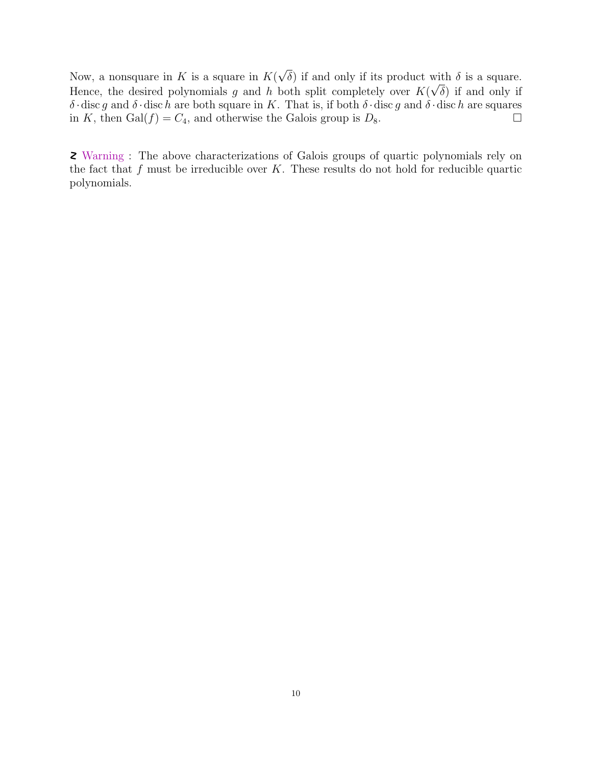Now, a nonsquare in $K$ is a square in $K(\sqrt{\delta})$ if and only if its product with $\delta$ is a square. Hence, the desired polynomials $g$ and $h$ both split completely over $K(\sqrt{\delta})$ if and only if $\delta \cdot \operatorname{disc} g$ and $\delta \cdot \operatorname{disc} h$ are both square in $K$. That is, if both $\delta \cdot \operatorname{disc} g$ and $\delta \cdot \operatorname{disc} h$ are squares in $K$, then $\operatorname{Gal}(f) = C_4$, and otherwise the Galois group is $D_8$. □

☡ Warning : The above characterizations of Galois groups of quartic polynomials rely on the fact that $f$ must be irreducible over $K$. These results do not hold for reducible quartic polynomials.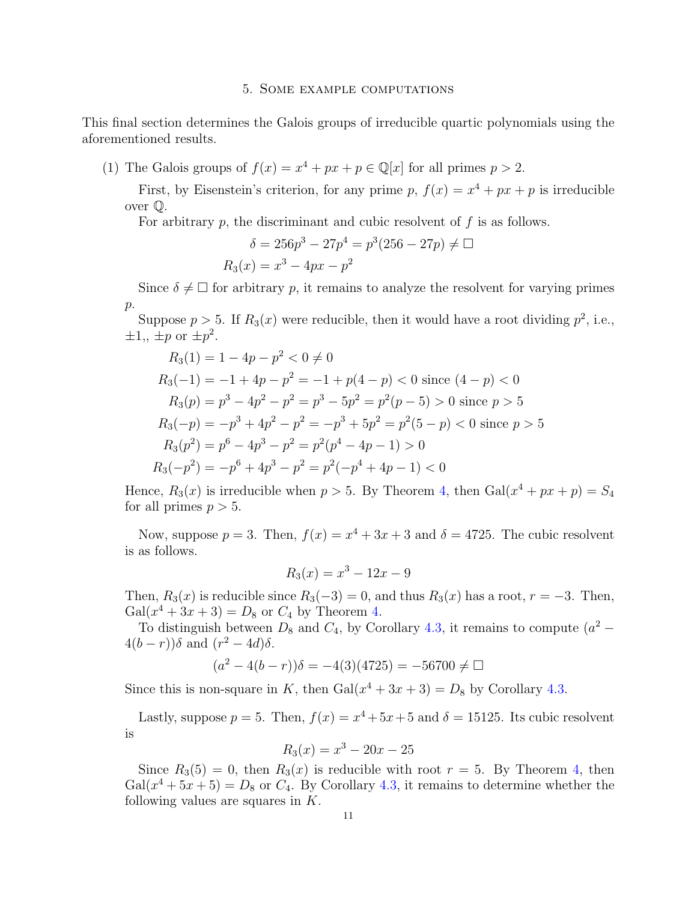## 5. Some example computations

This final section determines the Galois groups of irreducible quartic polynomials using the aforementioned results.

(1) The Galois groups of $f(x) = x^4 + px + p \in \mathbb{Q}[x]$ for all primes $p > 2$.

First, by Eisenstein's criterion, for any prime $p$, $f(x) = x^4 + px + p$ is irreducible over $\mathbb{Q}$.

For arbitrary $p$, the discriminant and cubic resolvent of $f$ is as follows.

$$\delta = 256p^3 - 27p^4 = p^3(256 - 27p) \neq \square$$
$$R_3(x) = x^3 - 4px - p^2$$

Since $\delta \neq \square$ for arbitrary $p$, it remains to analyze the resolvent for varying primes $p$.

Suppose $p > 5$. If $R_3(x)$ were reducible, then it would have a root dividing $p^2$, i.e., $\pm 1,$, $\pm p$ or $\pm p^2$.

$$R_3(1) = 1 - 4p - p^2 < 0 \neq 0$$
$$R_3(-1) = -1 + 4p - p^2 = -1 + p(4-p) < 0 \text{ since } (4-p) < 0$$
$$R_3(p) = p^3 - 4p^2 - p^2 = p^3 - 5p^2 = p^2(p-5) > 0 \text{ since } p > 5$$
$$R_3(-p) = -p^3 + 4p^2 - p^2 = -p^3 + 5p^2 = p^2(5-p) < 0 \text{ since } p > 5$$
$$R_3(p^2) = p^6 - 4p^3 - p^2 = p^2(p^4 - 4p - 1) > 0$$
$$R_3(-p^2) = -p^6 + 4p^3 - p^2 = p^2(-p^4 + 4p - 1) < 0$$

Hence, $R_3(x)$ is irreducible when $p > 5$. By Theorem 4, then $\text{Gal}(x^4 + px + p) = S_4$ for all primes $p > 5$.

Now, suppose $p = 3$. Then, $f(x) = x^4 + 3x + 3$ and $\delta = 4725$. The cubic resolvent is as follows.

$$R_3(x) = x^3 - 12x - 9$$

Then, $R_3(x)$ is reducible since $R_3(-3) = 0$, and thus $R_3(x)$ has a root, $r = -3$. Then, $\text{Gal}(x^4 + 3x + 3) = D_8$ or $C_4$ by Theorem 4.

To distinguish between $D_8$ and $C_4$, by Corollary 4.3, it remains to compute $(a^2 - 4(b-r))\delta$ and $(r^2 - 4d)\delta$.

$$(a^2 - 4(b-r))\delta = -4(3)(4725) = -56700 \neq \square$$

Since this is non-square in $K$, then $\text{Gal}(x^4 + 3x + 3) = D_8$ by Corollary 4.3.

Lastly, suppose $p = 5$. Then, $f(x) = x^4 + 5x + 5$ and $\delta = 15125$. Its cubic resolvent is

$$R_3(x) = x^3 - 20x - 25$$

Since $R_3(5) = 0$, then $R_3(x)$ is reducible with root $r = 5$. By Theorem 4, then $\text{Gal}(x^4 + 5x + 5) = D_8$ or $C_4$. By Corollary 4.3, it remains to determine whether the following values are squares in $K$.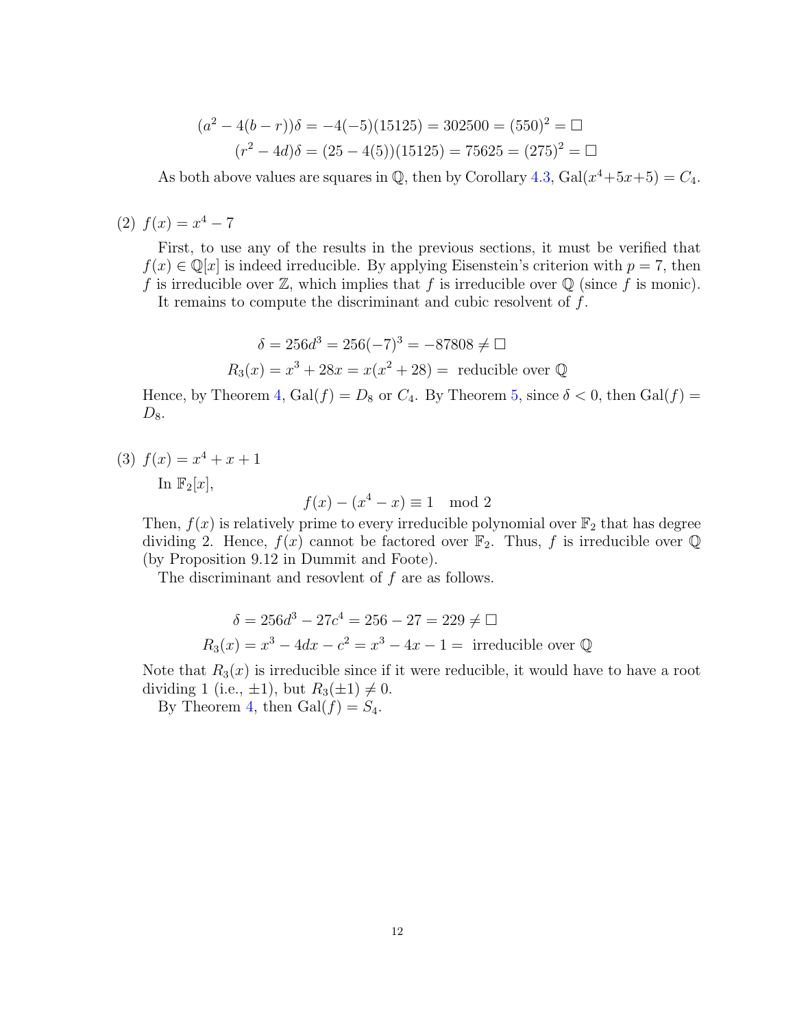$$(a^2 - 4(b-r))\delta = -4(-5)(15125) = 302500 = (550)^2 = \square$$
$$(r^2 - 4d)\delta = (25 - 4(5))(15125) = 75625 = (275)^2 = \square$$

As both above values are squares in $\mathbb{Q}$, then by Corollary 4.3, $\text{Gal}(x^4+5x+5) = C_4$.

(2) $f(x) = x^4 - 7$

First, to use any of the results in the previous sections, it must be verified that $f(x) \in \mathbb{Q}[x]$ is indeed irreducible. By applying Eisenstein's criterion with $p = 7$, then $f$ is irreducible over $\mathbb{Z}$, which implies that $f$ is irreducible over $\mathbb{Q}$ (since $f$ is monic).

It remains to compute the discriminant and cubic resolvent of $f$.

$$\delta = 256d^3 = 256(-7)^3 = -87808 \neq \square$$
$$R_3(x) = x^3 + 28x = x(x^2 + 28) = \text{ reducible over } \mathbb{Q}$$

Hence, by Theorem 4, $\text{Gal}(f) = D_8$ or $C_4$. By Theorem 5, since $\delta < 0$, then $\text{Gal}(f) = D_8$.

(3) $f(x) = x^4 + x + 1$

In $\mathbb{F}_2[x]$,

$$f(x) - (x^4 - x) \equiv 1 \mod 2$$

Then, $f(x)$ is relatively prime to every irreducible polynomial over $\mathbb{F}_2$ that has degree dividing 2. Hence, $f(x)$ cannot be factored over $\mathbb{F}_2$. Thus, $f$ is irreducible over $\mathbb{Q}$ (by Proposition 9.12 in Dummit and Foote).

The discriminant and resovlent of $f$ are as follows.

$$\delta = 256d^3 - 27c^4 = 256 - 27 = 229 \neq \square$$
$$R_3(x) = x^3 - 4dx - c^2 = x^3 - 4x - 1 = \text{ irreducible over } \mathbb{Q}$$

Note that $R_3(x)$ is irreducible since if it were reducible, it would have to have a root dividing 1 (i.e., $\pm 1$), but $R_3(\pm 1) \neq 0$.

By Theorem 4, then $\text{Gal}(f) = S_4$.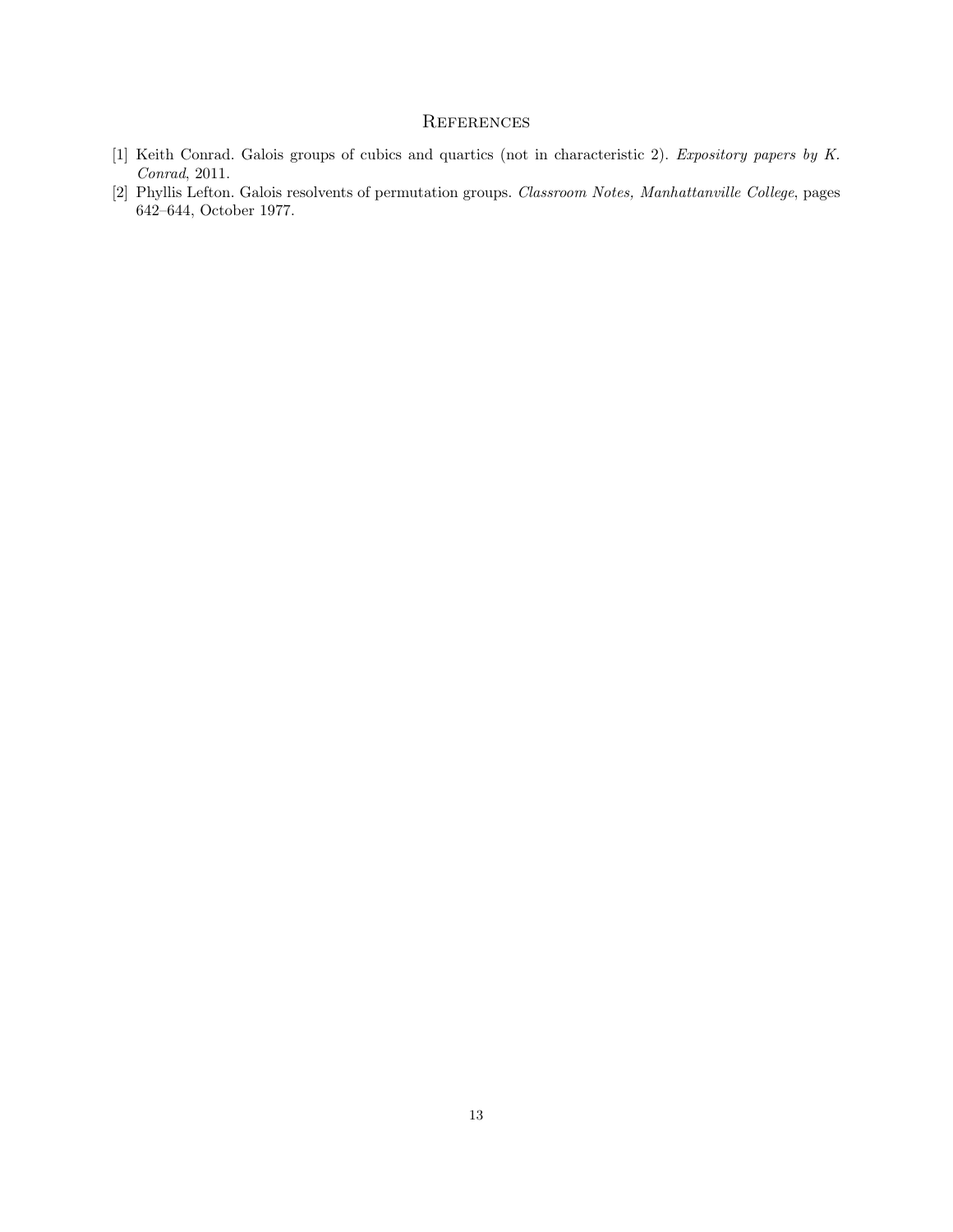## References

[1] Keith Conrad. Galois groups of cubics and quartics (not in characteristic 2). *Expository papers by K. Conrad*, 2011.

[2] Phyllis Lefton. Galois resolvents of permutation groups. *Classroom Notes, Manhattanville College*, pages 642–644, October 1977.